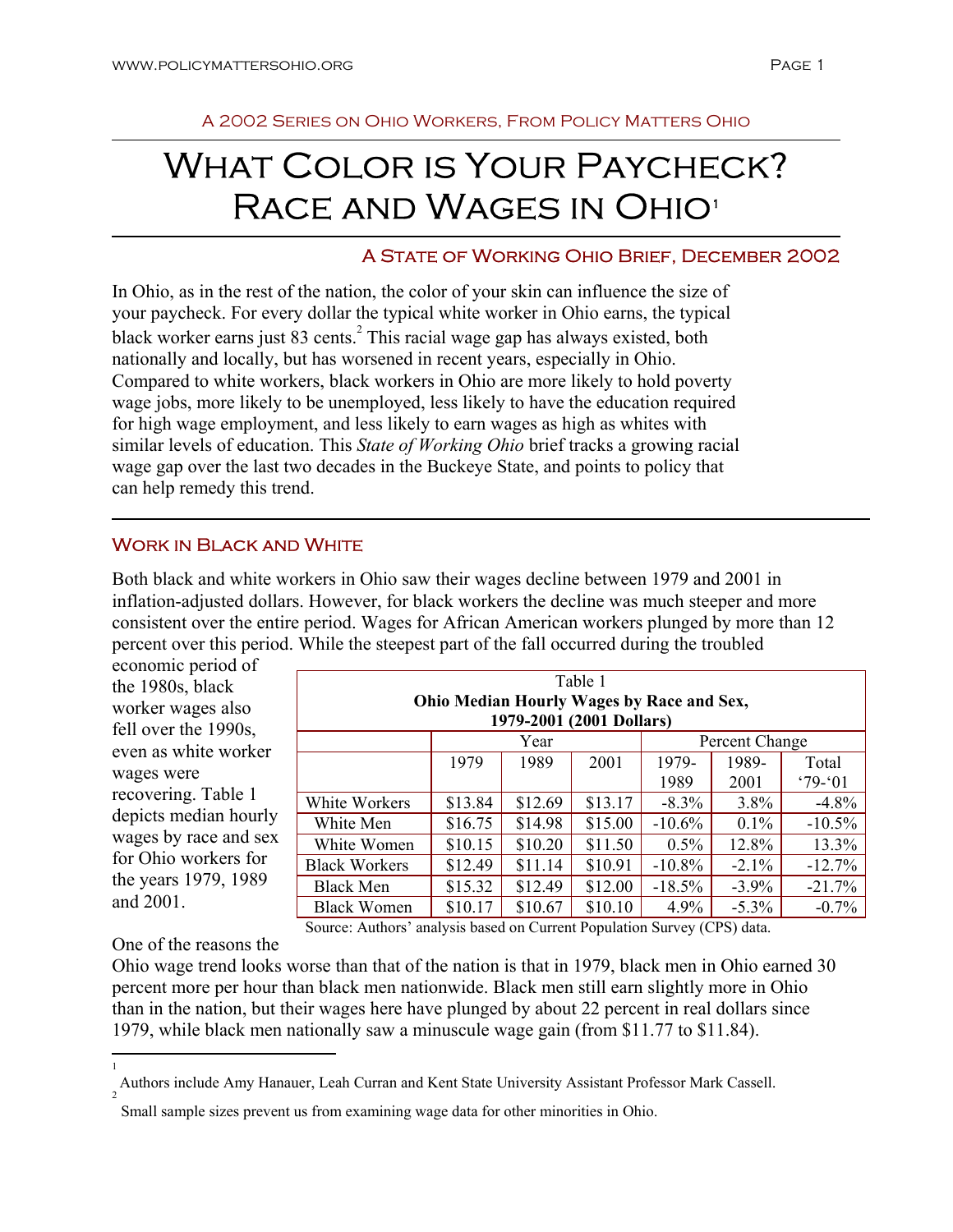A 2002 Series on Ohio Workers, From Policy Matters Ohio

# What Color is Your Paycheck? Race and Wages in Ohio[1]

## A State of Working Ohio Brief, December 2002

In Ohio, as in the rest of the nation, the color of your skin can influence the size of your paycheck. For every dollar the typical white worker in Ohio earns, the typical black worker earns just 83 cents.[2] This racial wage gap has always existed, both nationally and locally, but has worsened in recent years, especially in Ohio. Compared to white workers, black workers in Ohio are more likely to hold poverty wage jobs, more likely to be unemployed, less likely to have the education required for high wage employment, and less likely to earn wages as high as whites with similar levels of education. This *State of Working Ohio* brief tracks a growing racial wage gap over the last two decades in the Buckeye State, and points to policy that can help remedy this trend.

## Work in Black and White

Both black and white workers in Ohio saw their wages decline between 1979 and 2001 in inflation-adjusted dollars. However, for black workers the decline was much steeper and more consistent over the entire period. Wages for African American workers plunged by more than 12 percent over this period. While the steepest part of the fall occurred during the troubled economic period of the 1980s, black worker wages also fell over the 1990s, even as white worker wages were recovering. Table 1 depicts median hourly wages by race and sex for Ohio workers for the years 1979, 1989 and 2001.

Table 1
**Ohio Median Hourly Wages by Race and Sex, 1979-2001 (2001 Dollars)**

| | Year | | | Percent Change | | |
|---|---|---|---|---|---|---|
| | 1979 | 1989 | 2001 | 1979-1989 | 1989-2001 | Total '79-'01 |
| White Workers | $13.84 | $12.69 | $13.17 | -8.3% | 3.8% | -4.8% |
| White Men | $16.75 | $14.98 | $15.00 | -10.6% | 0.1% | -10.5% |
| White Women | $10.15 | $10.20 | $11.50 | 0.5% | 12.8% | 13.3% |
| Black Workers | $12.49 | $11.14 | $10.91 | -10.8% | -2.1% | -12.7% |
| Black Men | $15.32 | $12.49 | $12.00 | -18.5% | -3.9% | -21.7% |
| Black Women | $10.17 | $10.67 | $10.10 | 4.9% | -5.3% | -0.7% |

Source: Authors' analysis based on Current Population Survey (CPS) data.

One of the reasons the Ohio wage trend looks worse than that of the nation is that in 1979, black men in Ohio earned 30 percent more per hour than black men nationwide. Black men still earn slightly more in Ohio than in the nation, but their wages here have plunged by about 22 percent in real dollars since 1979, while black men nationally saw a minuscule wage gain (from $11.77 to $11.84).

---

[1] Authors include Amy Hanauer, Leah Curran and Kent State University Assistant Professor Mark Cassell.

[2] Small sample sizes prevent us from examining wage data for other minorities in Ohio.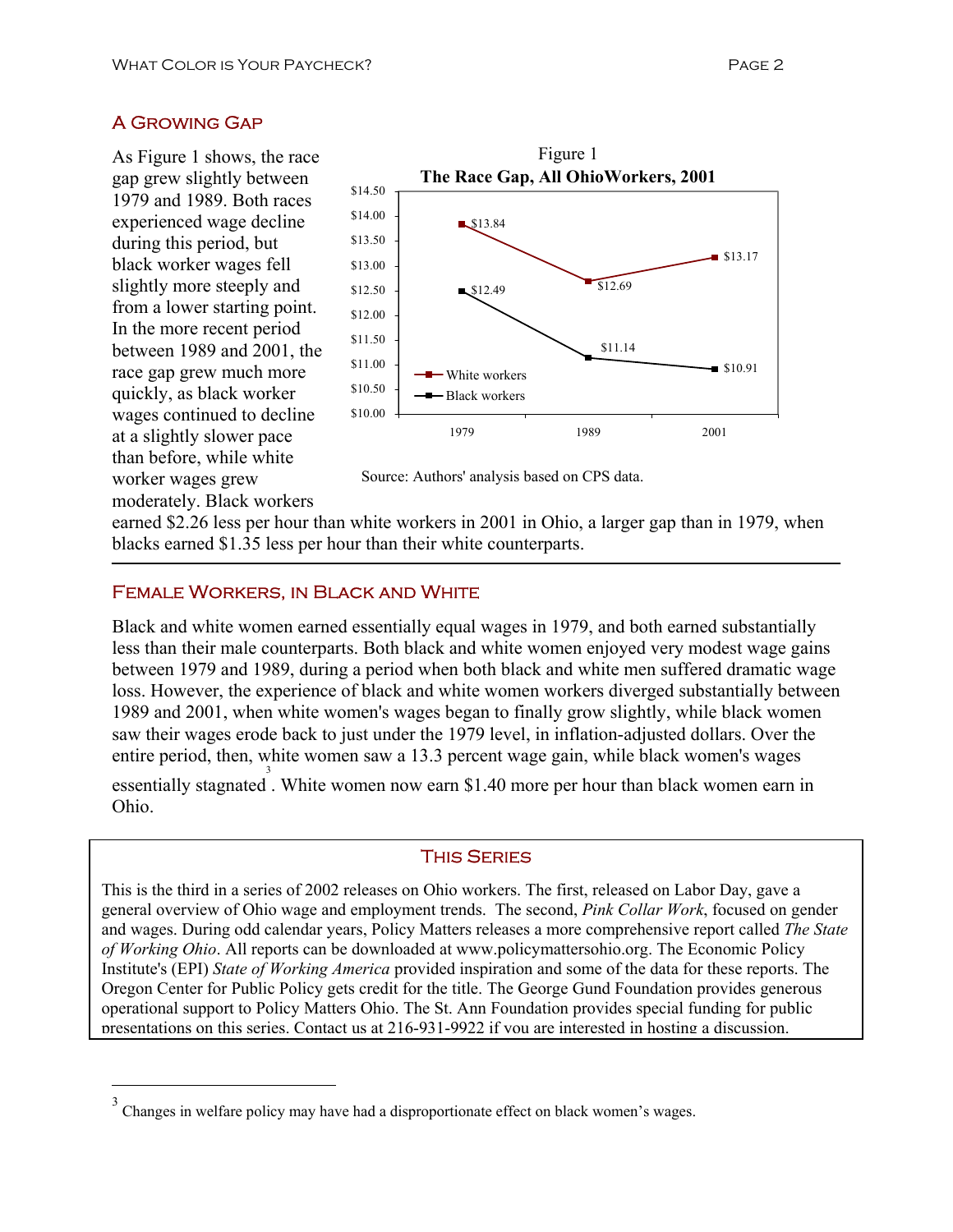## A Growing Gap

As Figure 1 shows, the race gap grew slightly between 1979 and 1989. Both races experienced wage decline during this period, but black worker wages fell slightly more steeply and from a lower starting point. In the more recent period between 1989 and 2001, the race gap grew much more quickly, as black worker wages continued to decline at a slightly slower pace than before, while white worker wages grew moderately. Black workers earned $2.26 less per hour than white workers in 2001 in Ohio, a larger gap than in 1979, when blacks earned $1.35 less per hour than their white counterparts.

Figure 1
**The Race Gap, All OhioWorkers, 2001**

| | 1979 | 1989 | 2001 |
|---|---|---|---|
| White workers | $13.84 | $12.69 | $13.17 |
| Black workers | $12.49 | $11.14 | $10.91 |

Source: Authors' analysis based on CPS data.

## Female Workers, in Black and White

Black and white women earned essentially equal wages in 1979, and both earned substantially less than their male counterparts. Both black and white women enjoyed very modest wage gains between 1979 and 1989, during a period when both black and white men suffered dramatic wage loss. However, the experience of black and white women workers diverged substantially between 1989 and 2001, when white women's wages began to finally grow slightly, while black women saw their wages erode back to just under the 1979 level, in inflation-adjusted dollars. Over the entire period, then, white women saw a 13.3 percent wage gain, while black women's wages essentially stagnated[3]. White women now earn $1.40 more per hour than black women earn in Ohio.

### This Series

This is the third in a series of 2002 releases on Ohio workers. The first, released on Labor Day, gave a general overview of Ohio wage and employment trends. The second, *Pink Collar Work*, focused on gender and wages. During odd calendar years, Policy Matters releases a more comprehensive report called *The State of Working Ohio*. All reports can be downloaded at www.policymattersohio.org. The Economic Policy Institute's (EPI) *State of Working America* provided inspiration and some of the data for these reports. The Oregon Center for Public Policy gets credit for the title. The George Gund Foundation provides generous operational support to Policy Matters Ohio. The St. Ann Foundation provides special funding for public presentations on this series. Contact us at 216-931-9922 if you are interested in hosting a discussion.

[3] Changes in welfare policy may have had a disproportionate effect on black women's wages.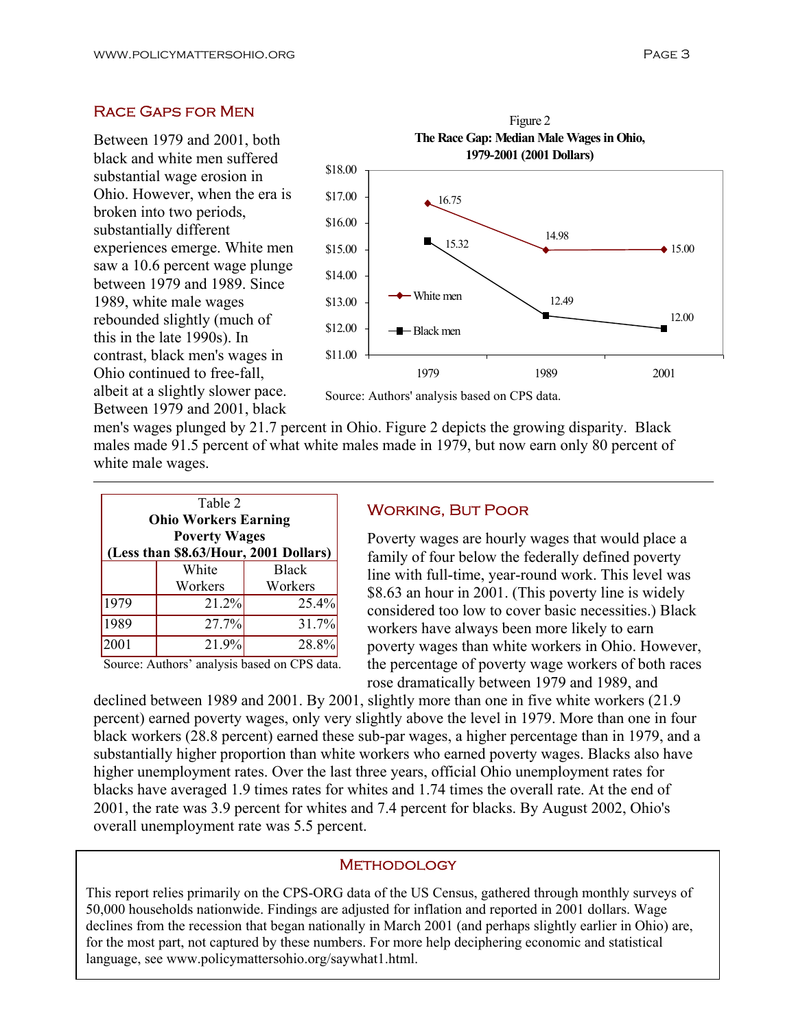## Race Gaps for Men

Between 1979 and 2001, both black and white men suffered substantial wage erosion in Ohio. However, when the era is broken into two periods, substantially different experiences emerge. White men saw a 10.6 percent wage plunge between 1979 and 1989. Since 1989, white male wages rebounded slightly (much of this in the late 1990s). In contrast, black men's wages in Ohio continued to free-fall, albeit at a slightly slower pace. Between 1979 and 2001, black men's wages plunged by 21.7 percent in Ohio. Figure 2 depicts the growing disparity. Black males made 91.5 percent of what white males made in 1979, but now earn only 80 percent of white male wages.

Figure 2
**The Race Gap: Median Male Wages in Ohio, 1979-2001 (2001 Dollars)**

| | 1979 | 1989 | 2001 |
|---|---|---|---|
| White men | 16.75 | 14.98 | 15.00 |
| Black men | 15.32 | 12.49 | 12.00 |

Source: Authors' analysis based on CPS data.

## Working, But Poor

| Table 2 **Ohio Workers Earning Poverty Wages (Less than $8.63/Hour, 2001 Dollars)** | White Workers | Black Workers |
|---|---|---|
| 1979 | 21.2% | 25.4% |
| 1989 | 27.7% | 31.7% |
| 2001 | 21.9% | 28.8% |

Source: Authors' analysis based on CPS data.

Poverty wages are hourly wages that would place a family of four below the federally defined poverty line with full-time, year-round work. This level was $8.63 an hour in 2001. (This poverty line is widely considered too low to cover basic necessities.) Black workers have always been more likely to earn poverty wages than white workers in Ohio. However, the percentage of poverty wage workers of both races rose dramatically between 1979 and 1989, and declined between 1989 and 2001. By 2001, slightly more than one in five white workers (21.9 percent) earned poverty wages, only very slightly above the level in 1979. More than one in four black workers (28.8 percent) earned these sub-par wages, a higher percentage than in 1979, and a substantially higher proportion than white workers who earned poverty wages. Blacks also have higher unemployment rates. Over the last three years, official Ohio unemployment rates for blacks have averaged 1.9 times rates for whites and 1.74 times the overall rate. At the end of 2001, the rate was 3.9 percent for whites and 7.4 percent for blacks. By August 2002, Ohio's overall unemployment rate was 5.5 percent.

## Methodology

This report relies primarily on the CPS-ORG data of the US Census, gathered through monthly surveys of 50,000 households nationwide. Findings are adjusted for inflation and reported in 2001 dollars. Wage declines from the recession that began nationally in March 2001 (and perhaps slightly earlier in Ohio) are, for the most part, not captured by these numbers. For more help deciphering economic and statistical language, see www.policymattersohio.org/saywhat1.html.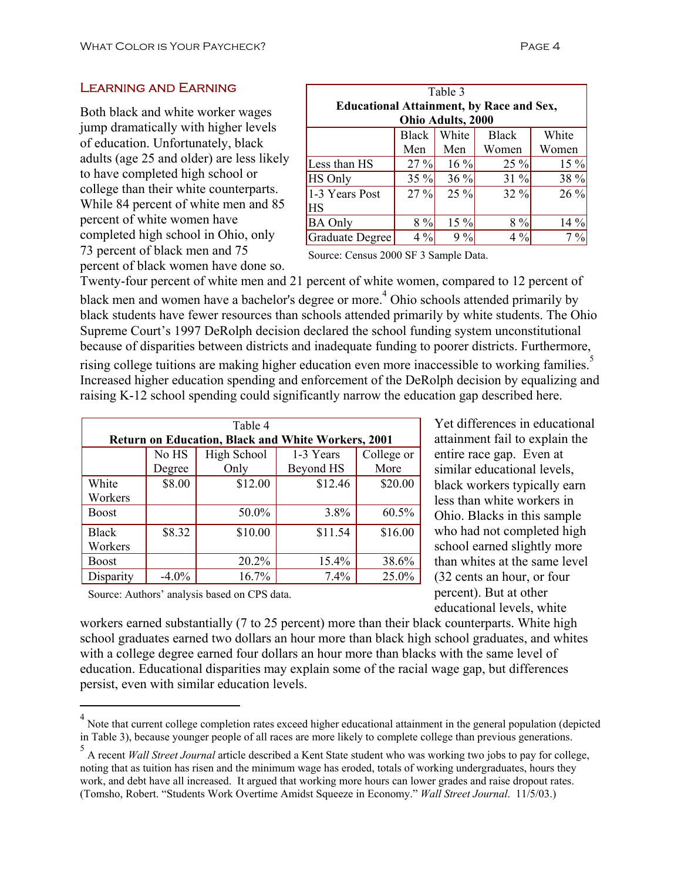## Learning and Earning

Both black and white worker wages jump dramatically with higher levels of education. Unfortunately, black adults (age 25 and older) are less likely to have completed high school or college than their white counterparts. While 84 percent of white men and 85 percent of white women have completed high school in Ohio, only 73 percent of black men and 75 percent of black women have done so. Twenty-four percent of white men and 21 percent of white women, compared to 12 percent of black men and women have a bachelor's degree or more.[4] Ohio schools attended primarily by black students have fewer resources than schools attended primarily by white students. The Ohio Supreme Court's 1997 DeRolph decision declared the school funding system unconstitutional because of disparities between districts and inadequate funding to poorer districts. Furthermore, rising college tuitions are making higher education even more inaccessible to working families.[5] Increased higher education spending and enforcement of the DeRolph decision by equalizing and raising K-12 school spending could significantly narrow the education gap described here.

Table 3
**Educational Attainment, by Race and Sex, Ohio Adults, 2000**

| | Black Men | White Men | Black Women | White Women |
|---|---|---|---|---|
| Less than HS | 27 % | 16 % | 25 % | 15 % |
| HS Only | 35 % | 36 % | 31 % | 38 % |
| 1-3 Years Post HS | 27 % | 25 % | 32 % | 26 % |
| BA Only | 8 % | 15 % | 8 % | 14 % |
| Graduate Degree | 4 % | 9 % | 4 % | 7 % |

Source: Census 2000 SF 3 Sample Data.

Table 4
**Return on Education, Black and White Workers, 2001**

| | No HS Degree | High School Only | 1-3 Years Beyond HS | College or More |
|---|---|---|---|---|
| White Workers | $8.00 | $12.00 | $12.46 | $20.00 |
| Boost | | 50.0% | 3.8% | 60.5% |
| Black Workers | $8.32 | $10.00 | $11.54 | $16.00 |
| Boost | | 20.2% | 15.4% | 38.6% |
| Disparity | -4.0% | 16.7% | 7.4% | 25.0% |

Source: Authors' analysis based on CPS data.

Yet differences in educational attainment fail to explain the entire race gap. Even at similar educational levels, black workers typically earn less than white workers in Ohio. Blacks in this sample who had not completed high school earned slightly more than whites at the same level (32 cents an hour, or four percent). But at other educational levels, white workers earned substantially (7 to 25 percent) more than their black counterparts. White high school graduates earned two dollars an hour more than black high school graduates, and whites with a college degree earned four dollars an hour more than blacks with the same level of education. Educational disparities may explain some of the racial wage gap, but differences persist, even with similar education levels.

---

[4] Note that current college completion rates exceed higher educational attainment in the general population (depicted in Table 3), because younger people of all races are more likely to complete college than previous generations.

[5] A recent *Wall Street Journal* article described a Kent State student who was working two jobs to pay for college, noting that as tuition has risen and the minimum wage has eroded, totals of working undergraduates, hours they work, and debt have all increased. It argued that working more hours can lower grades and raise dropout rates. (Tomsho, Robert. "Students Work Overtime Amidst Squeeze in Economy." *Wall Street Journal*. 11/5/03.)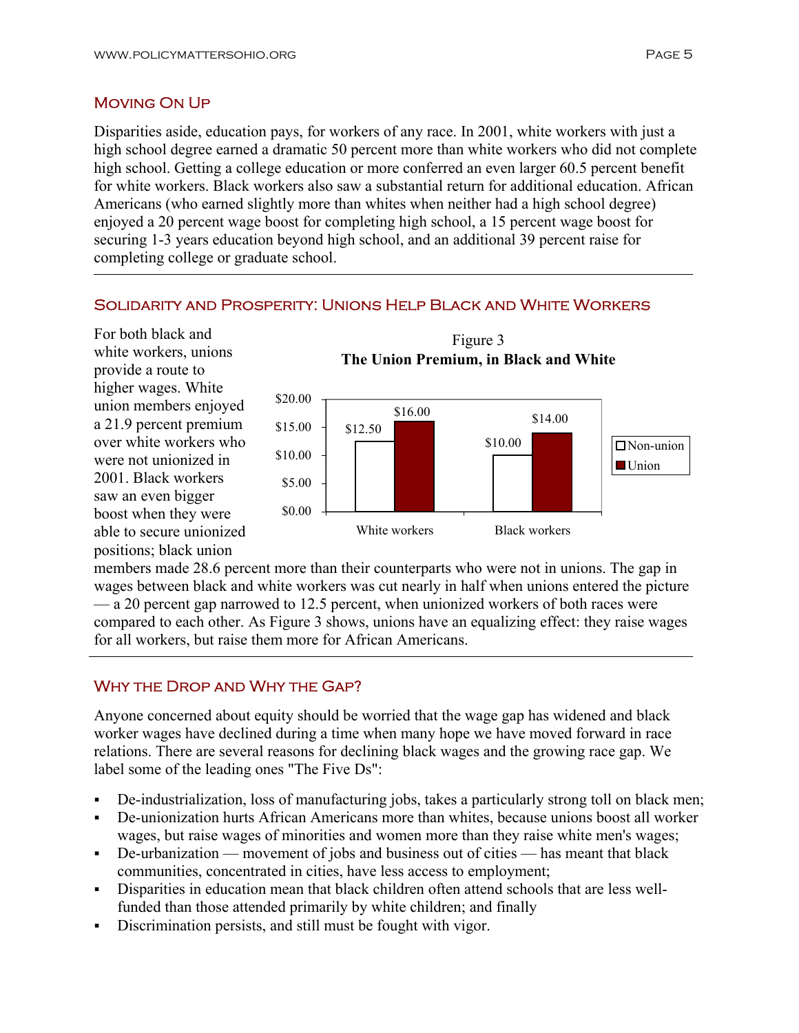## Moving On Up

Disparities aside, education pays, for workers of any race. In 2001, white workers with just a high school degree earned a dramatic 50 percent more than white workers who did not complete high school. Getting a college education or more conferred an even larger 60.5 percent benefit for white workers. Black workers also saw a substantial return for additional education. African Americans (who earned slightly more than whites when neither had a high school degree) enjoyed a 20 percent wage boost for completing high school, a 15 percent wage boost for securing 1-3 years education beyond high school, and an additional 39 percent raise for completing college or graduate school.

## Solidarity and Prosperity: Unions Help Black and White Workers

For both black and white workers, unions provide a route to higher wages. White union members enjoyed a 21.9 percent premium over white workers who were not unionized in 2001. Black workers saw an even bigger boost when they were able to secure unionized positions; black union members made 28.6 percent more than their counterparts who were not in unions. The gap in wages between black and white workers was cut nearly in half when unions entered the picture — a 20 percent gap narrowed to 12.5 percent, when unionized workers of both races were compared to each other. As Figure 3 shows, unions have an equalizing effect: they raise wages for all workers, but raise them more for African Americans.

Figure 3
**The Union Premium, in Black and White**

| | Non-union | Union |
|---|---|---|
| White workers | $12.50 | $16.00 |
| Black workers | $10.00 | $14.00 |

## Why the Drop and Why the Gap?

Anyone concerned about equity should be worried that the wage gap has widened and black worker wages have declined during a time when many hope we have moved forward in race relations. There are several reasons for declining black wages and the growing race gap. We label some of the leading ones "The Five Ds":

- De-industrialization, loss of manufacturing jobs, takes a particularly strong toll on black men;
- De-unionization hurts African Americans more than whites, because unions boost all worker wages, but raise wages of minorities and women more than they raise white men's wages;
- De-urbanization — movement of jobs and business out of cities — has meant that black communities, concentrated in cities, have less access to employment;
- Disparities in education mean that black children often attend schools that are less well-funded than those attended primarily by white children; and finally
- Discrimination persists, and still must be fought with vigor.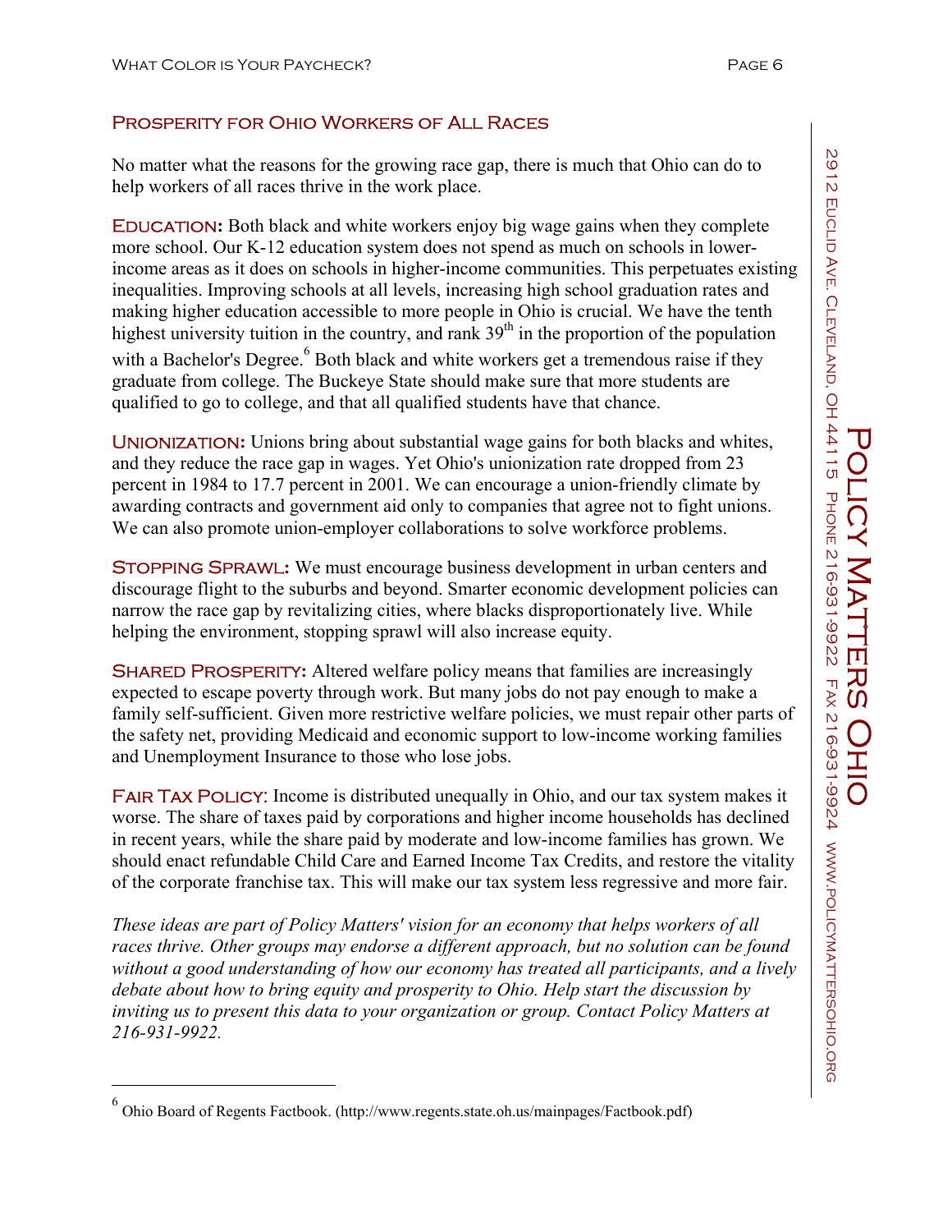## Prosperity for Ohio Workers of All Races

No matter what the reasons for the growing race gap, there is much that Ohio can do to help workers of all races thrive in the work place.

**Education:** Both black and white workers enjoy big wage gains when they complete more school. Our K-12 education system does not spend as much on schools in lower-income areas as it does on schools in higher-income communities. This perpetuates existing inequalities. Improving schools at all levels, increasing high school graduation rates and making higher education accessible to more people in Ohio is crucial. We have the tenth highest university tuition in the country, and rank 39th in the proportion of the population with a Bachelor's Degree.[6] Both black and white workers get a tremendous raise if they graduate from college. The Buckeye State should make sure that more students are qualified to go to college, and that all qualified students have that chance.

**Unionization:** Unions bring about substantial wage gains for both blacks and whites, and they reduce the race gap in wages. Yet Ohio's unionization rate dropped from 23 percent in 1984 to 17.7 percent in 2001. We can encourage a union-friendly climate by awarding contracts and government aid only to companies that agree not to fight unions. We can also promote union-employer collaborations to solve workforce problems.

**Stopping Sprawl:** We must encourage business development in urban centers and discourage flight to the suburbs and beyond. Smarter economic development policies can narrow the race gap by revitalizing cities, where blacks disproportionately live. While helping the environment, stopping sprawl will also increase equity.

**Shared Prosperity:** Altered welfare policy means that families are increasingly expected to escape poverty through work. But many jobs do not pay enough to make a family self-sufficient. Given more restrictive welfare policies, we must repair other parts of the safety net, providing Medicaid and economic support to low-income working families and Unemployment Insurance to those who lose jobs.

**Fair Tax Policy:** Income is distributed unequally in Ohio, and our tax system makes it worse. The share of taxes paid by corporations and higher income households has declined in recent years, while the share paid by moderate and low-income families has grown. We should enact refundable Child Care and Earned Income Tax Credits, and restore the vitality of the corporate franchise tax. This will make our tax system less regressive and more fair.

*These ideas are part of Policy Matters' vision for an economy that helps workers of all races thrive. Other groups may endorse a different approach, but no solution can be found without a good understanding of how our economy has treated all participants, and a lively debate about how to bring equity and prosperity to Ohio. Help start the discussion by inviting us to present this data to your organization or group. Contact Policy Matters at 216-931-9922.*

Policy Matters Ohio
2912 Euclid Ave. Cleveland, OH 44115 Phone 216-931-9922 Fax 216-931-9924 www.policymattersohio.org

---

[6] Ohio Board of Regents Factbook. (http://www.regents.state.oh.us/mainpages/Factbook.pdf)